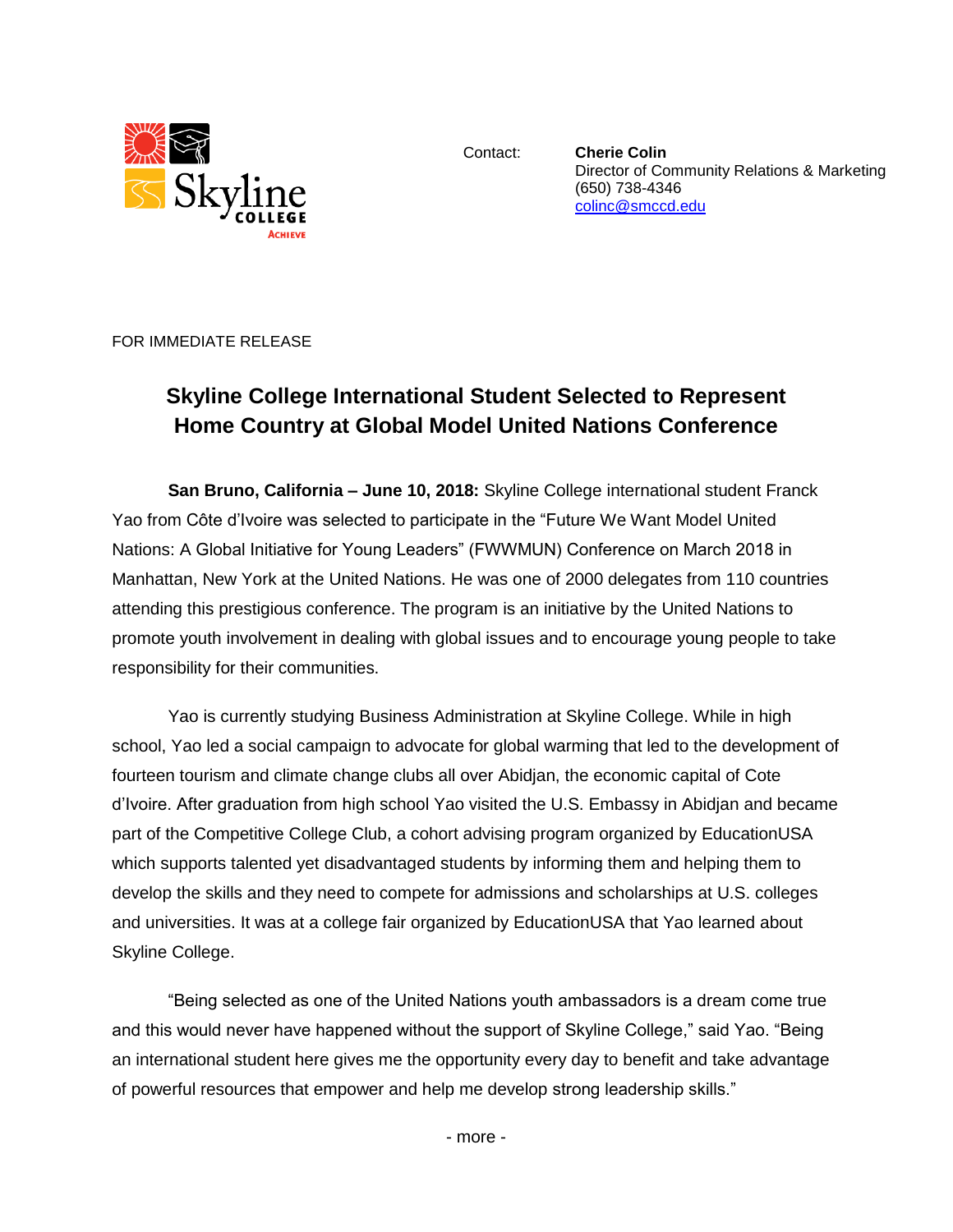Contact: **Cherie Colin**
Director of Community Relations & Marketing
(650) 738-4346
colinc@smccd.edu

FOR IMMEDIATE RELEASE

# Skyline College International Student Selected to Represent Home Country at Global Model United Nations Conference

**San Bruno, California – June 10, 2018:** Skyline College international student Franck Yao from Côte d'Ivoire was selected to participate in the "Future We Want Model United Nations: A Global Initiative for Young Leaders" (FWWMUN) Conference on March 2018 in Manhattan, New York at the United Nations. He was one of 2000 delegates from 110 countries attending this prestigious conference. The program is an initiative by the United Nations to promote youth involvement in dealing with global issues and to encourage young people to take responsibility for their communities.

Yao is currently studying Business Administration at Skyline College. While in high school, Yao led a social campaign to advocate for global warming that led to the development of fourteen tourism and climate change clubs all over Abidjan, the economic capital of Cote d'Ivoire. After graduation from high school Yao visited the U.S. Embassy in Abidjan and became part of the Competitive College Club, a cohort advising program organized by EducationUSA which supports talented yet disadvantaged students by informing them and helping them to develop the skills and they need to compete for admissions and scholarships at U.S. colleges and universities. It was at a college fair organized by EducationUSA that Yao learned about Skyline College.

"Being selected as one of the United Nations youth ambassadors is a dream come true and this would never have happened without the support of Skyline College," said Yao. "Being an international student here gives me the opportunity every day to benefit and take advantage of powerful resources that empower and help me develop strong leadership skills."

- more -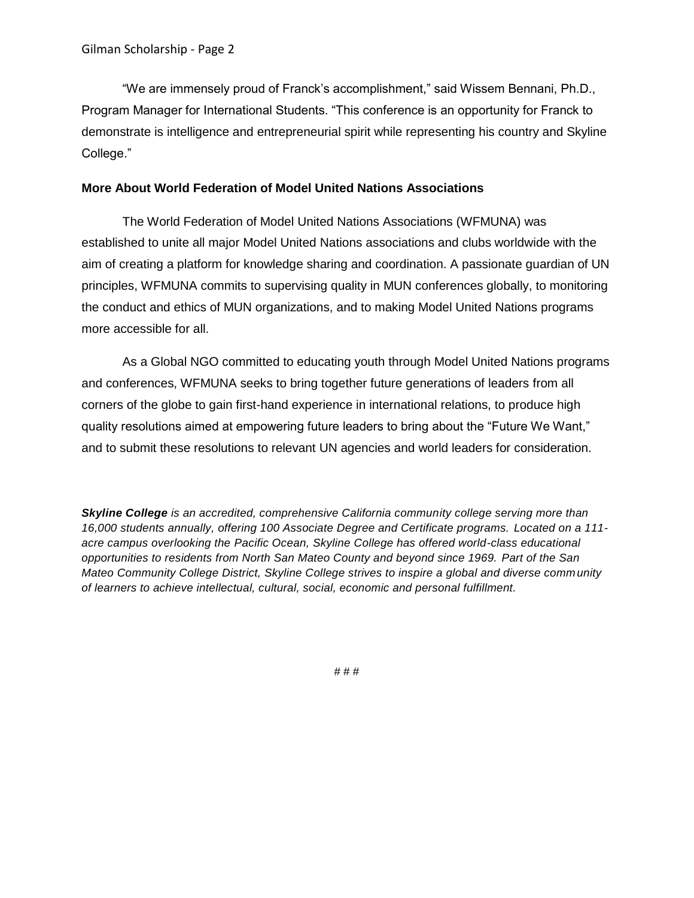"We are immensely proud of Franck's accomplishment," said Wissem Bennani, Ph.D., Program Manager for International Students. "This conference is an opportunity for Franck to demonstrate is intelligence and entrepreneurial spirit while representing his country and Skyline College."

### More About World Federation of Model United Nations Associations

The World Federation of Model United Nations Associations (WFMUNA) was established to unite all major Model United Nations associations and clubs worldwide with the aim of creating a platform for knowledge sharing and coordination. A passionate guardian of UN principles, WFMUNA commits to supervising quality in MUN conferences globally, to monitoring the conduct and ethics of MUN organizations, and to making Model United Nations programs more accessible for all.

As a Global NGO committed to educating youth through Model United Nations programs and conferences, WFMUNA seeks to bring together future generations of leaders from all corners of the globe to gain first-hand experience in international relations, to produce high quality resolutions aimed at empowering future leaders to bring about the "Future We Want," and to submit these resolutions to relevant UN agencies and world leaders for consideration.

***Skyline College** is an accredited, comprehensive California community college serving more than 16,000 students annually, offering 100 Associate Degree and Certificate programs. Located on a 111-acre campus overlooking the Pacific Ocean, Skyline College has offered world-class educational opportunities to residents from North San Mateo County and beyond since 1969. Part of the San Mateo Community College District, Skyline College strives to inspire a global and diverse community of learners to achieve intellectual, cultural, social, economic and personal fulfillment.*

# # #